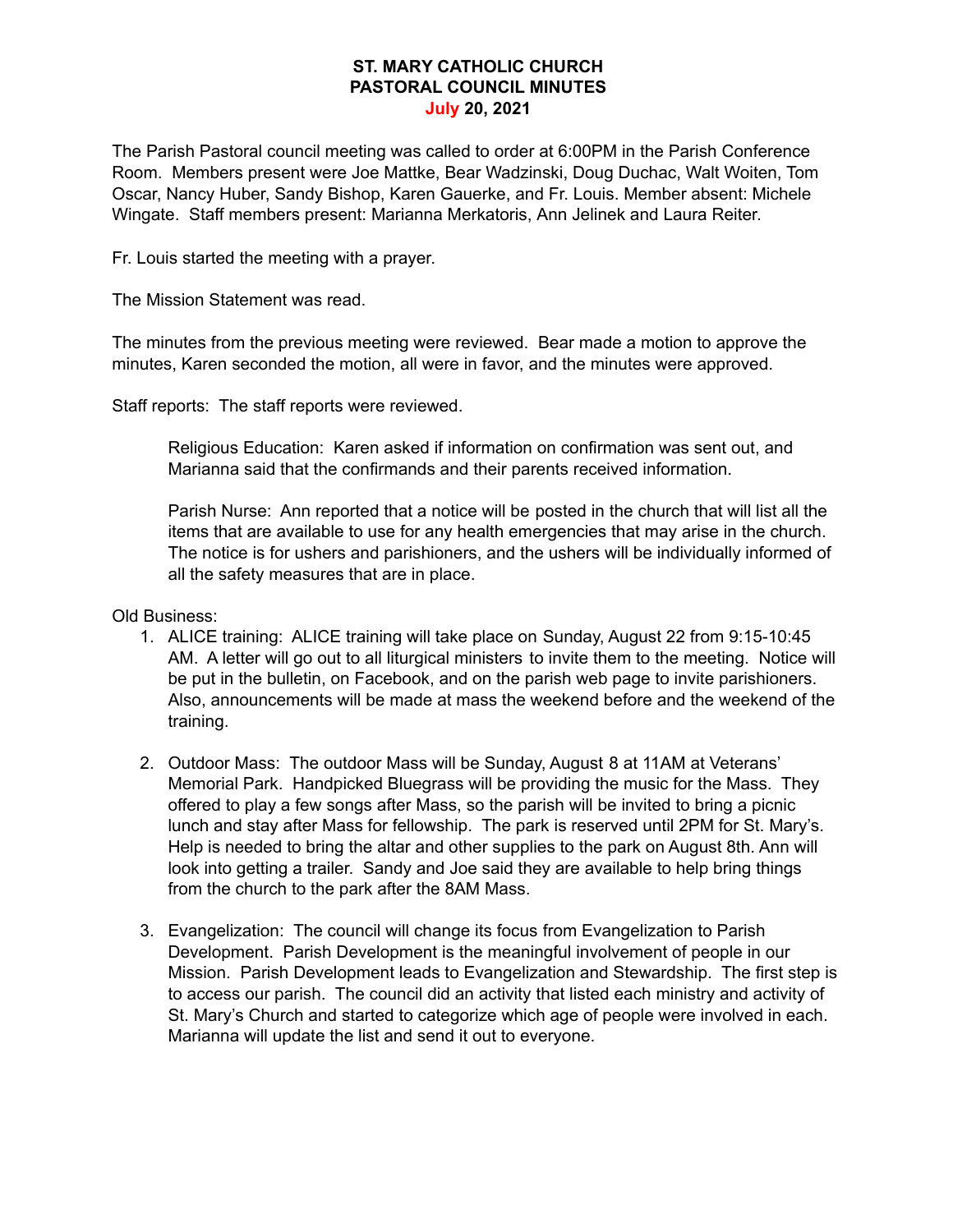# ST. MARY CATHOLIC CHURCH
# PASTORAL COUNCIL MINUTES
# July 20, 2021

The Parish Pastoral council meeting was called to order at 6:00PM in the Parish Conference Room. Members present were Joe Mattke, Bear Wadzinski, Doug Duchac, Walt Woiten, Tom Oscar, Nancy Huber, Sandy Bishop, Karen Gauerke, and Fr. Louis. Member absent: Michele Wingate. Staff members present: Marianna Merkatoris, Ann Jelinek and Laura Reiter.

Fr. Louis started the meeting with a prayer.

The Mission Statement was read.

The minutes from the previous meeting were reviewed. Bear made a motion to approve the minutes, Karen seconded the motion, all were in favor, and the minutes were approved.

Staff reports: The staff reports were reviewed.

> Religious Education: Karen asked if information on confirmation was sent out, and Marianna said that the confirmands and their parents received information.
>
> Parish Nurse: Ann reported that a notice will be posted in the church that will list all the items that are available to use for any health emergencies that may arise in the church. The notice is for ushers and parishioners, and the ushers will be individually informed of all the safety measures that are in place.

Old Business:

1. ALICE training: ALICE training will take place on Sunday, August 22 from 9:15-10:45 AM. A letter will go out to all liturgical ministers to invite them to the meeting. Notice will be put in the bulletin, on Facebook, and on the parish web page to invite parishioners. Also, announcements will be made at mass the weekend before and the weekend of the training.

2. Outdoor Mass: The outdoor Mass will be Sunday, August 8 at 11AM at Veterans' Memorial Park. Handpicked Bluegrass will be providing the music for the Mass. They offered to play a few songs after Mass, so the parish will be invited to bring a picnic lunch and stay after Mass for fellowship. The park is reserved until 2PM for St. Mary's. Help is needed to bring the altar and other supplies to the park on August 8th. Ann will look into getting a trailer. Sandy and Joe said they are available to help bring things from the church to the park after the 8AM Mass.

3. Evangelization: The council will change its focus from Evangelization to Parish Development. Parish Development is the meaningful involvement of people in our Mission. Parish Development leads to Evangelization and Stewardship. The first step is to access our parish. The council did an activity that listed each ministry and activity of St. Mary's Church and started to categorize which age of people were involved in each. Marianna will update the list and send it out to everyone.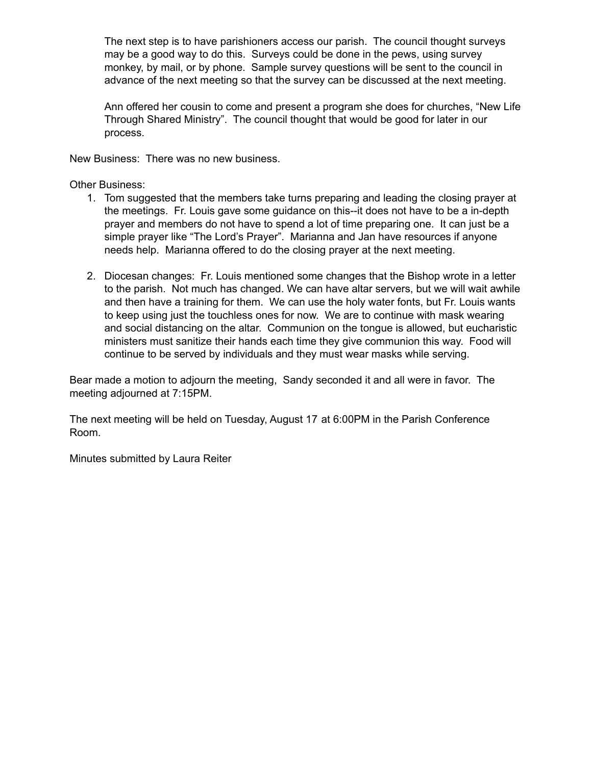The next step is to have parishioners access our parish. The council thought surveys may be a good way to do this. Surveys could be done in the pews, using survey monkey, by mail, or by phone. Sample survey questions will be sent to the council in advance of the next meeting so that the survey can be discussed at the next meeting.

Ann offered her cousin to come and present a program she does for churches, "New Life Through Shared Ministry". The council thought that would be good for later in our process.

New Business: There was no new business.

Other Business:

1. Tom suggested that the members take turns preparing and leading the closing prayer at the meetings. Fr. Louis gave some guidance on this--it does not have to be a in-depth prayer and members do not have to spend a lot of time preparing one. It can just be a simple prayer like "The Lord's Prayer". Marianna and Jan have resources if anyone needs help. Marianna offered to do the closing prayer at the next meeting.

2. Diocesan changes: Fr. Louis mentioned some changes that the Bishop wrote in a letter to the parish. Not much has changed. We can have altar servers, but we will wait awhile and then have a training for them. We can use the holy water fonts, but Fr. Louis wants to keep using just the touchless ones for now. We are to continue with mask wearing and social distancing on the altar. Communion on the tongue is allowed, but eucharistic ministers must sanitize their hands each time they give communion this way. Food will continue to be served by individuals and they must wear masks while serving.

Bear made a motion to adjourn the meeting, Sandy seconded it and all were in favor. The meeting adjourned at 7:15PM.

The next meeting will be held on Tuesday, August 17 at 6:00PM in the Parish Conference Room.

Minutes submitted by Laura Reiter